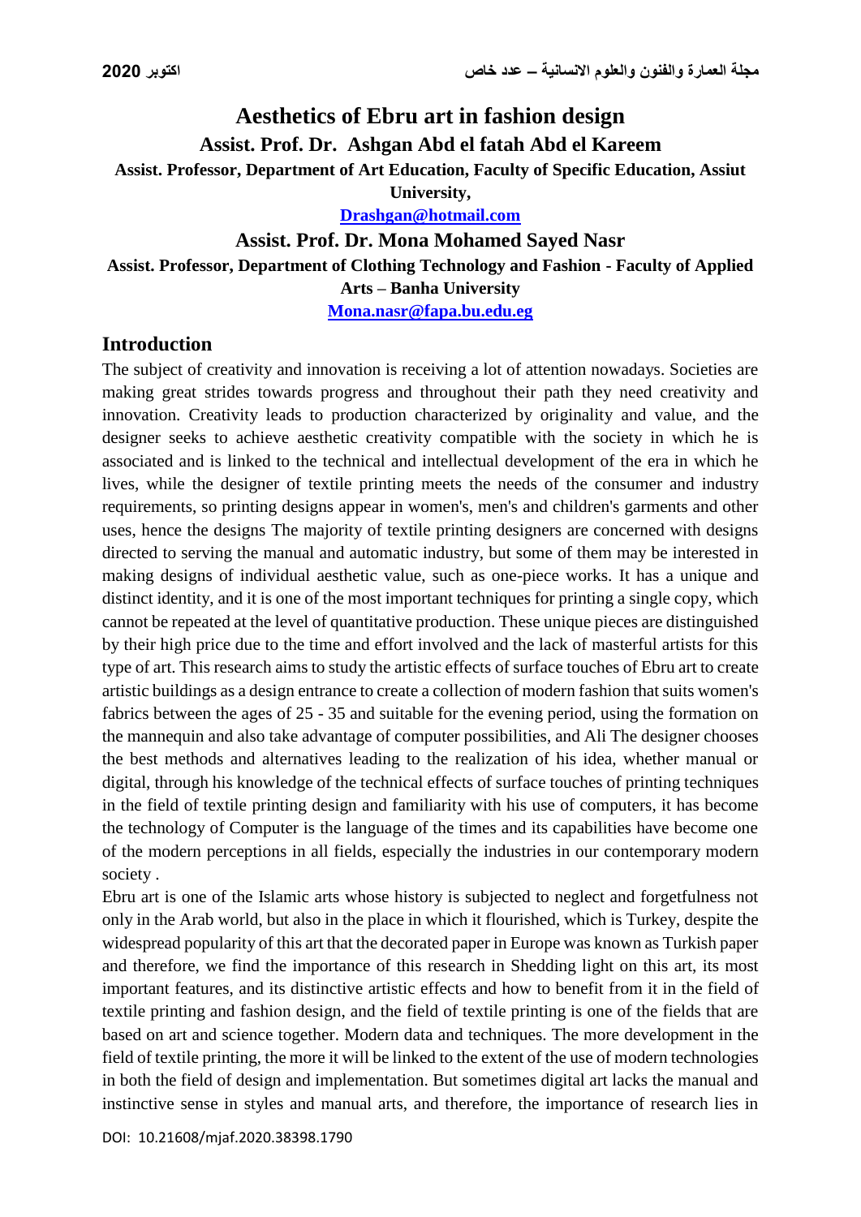# Aesthetics of Ebru art in fashion design

**Assist. Prof. Dr. Ashgan Abd el fatah Abd el Kareem**

**Assist. Professor, Department of Art Education, Faculty of Specific Education, Assiut University,**

**Drashgan@hotmail.com**

**Assist. Prof. Dr. Mona Mohamed Sayed Nasr**

**Assist. Professor, Department of Clothing Technology and Fashion - Faculty of Applied Arts – Banha University**

**Mona.nasr@fapa.bu.edu.eg**

## Introduction

The subject of creativity and innovation is receiving a lot of attention nowadays. Societies are making great strides towards progress and throughout their path they need creativity and innovation. Creativity leads to production characterized by originality and value, and the designer seeks to achieve aesthetic creativity compatible with the society in which he is associated and is linked to the technical and intellectual development of the era in which he lives, while the designer of textile printing meets the needs of the consumer and industry requirements, so printing designs appear in women's, men's and children's garments and other uses, hence the designs The majority of textile printing designers are concerned with designs directed to serving the manual and automatic industry, but some of them may be interested in making designs of individual aesthetic value, such as one-piece works. It has a unique and distinct identity, and it is one of the most important techniques for printing a single copy, which cannot be repeated at the level of quantitative production. These unique pieces are distinguished by their high price due to the time and effort involved and the lack of masterful artists for this type of art. This research aims to study the artistic effects of surface touches of Ebru art to create artistic buildings as a design entrance to create a collection of modern fashion that suits women's fabrics between the ages of 25 - 35 and suitable for the evening period, using the formation on the mannequin and also take advantage of computer possibilities, and Ali The designer chooses the best methods and alternatives leading to the realization of his idea, whether manual or digital, through his knowledge of the technical effects of surface touches of printing techniques in the field of textile printing design and familiarity with his use of computers, it has become the technology of Computer is the language of the times and its capabilities have become one of the modern perceptions in all fields, especially the industries in our contemporary modern society .

Ebru art is one of the Islamic arts whose history is subjected to neglect and forgetfulness not only in the Arab world, but also in the place in which it flourished, which is Turkey, despite the widespread popularity of this art that the decorated paper in Europe was known as Turkish paper and therefore, we find the importance of this research in Shedding light on this art, its most important features, and its distinctive artistic effects and how to benefit from it in the field of textile printing and fashion design, and the field of textile printing is one of the fields that are based on art and science together. Modern data and techniques. The more development in the field of textile printing, the more it will be linked to the extent of the use of modern technologies in both the field of design and implementation. But sometimes digital art lacks the manual and instinctive sense in styles and manual arts, and therefore, the importance of research lies in

DOI: 10.21608/mjaf.2020.38398.1790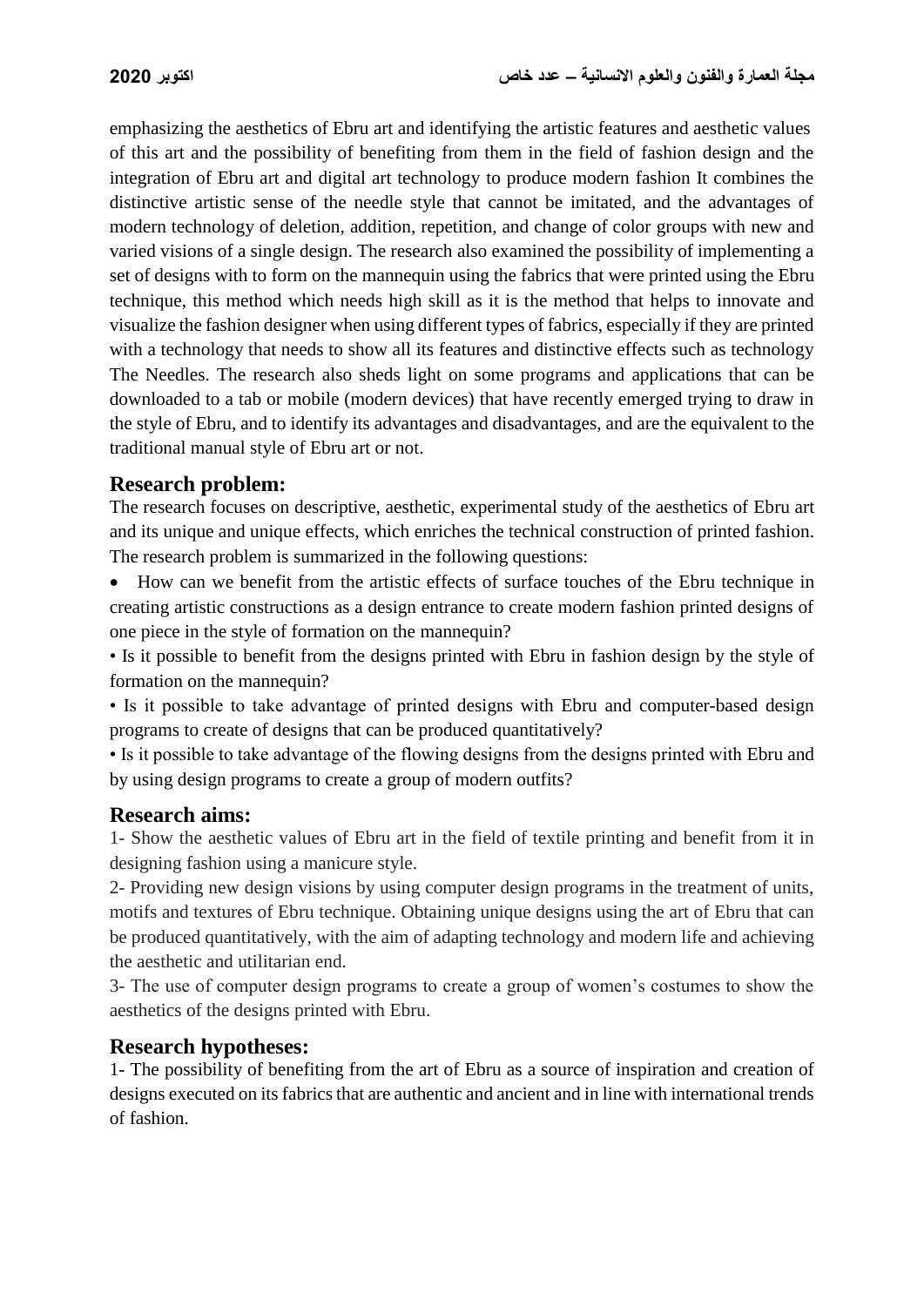emphasizing the aesthetics of Ebru art and identifying the artistic features and aesthetic values of this art and the possibility of benefiting from them in the field of fashion design and the integration of Ebru art and digital art technology to produce modern fashion It combines the distinctive artistic sense of the needle style that cannot be imitated, and the advantages of modern technology of deletion, addition, repetition, and change of color groups with new and varied visions of a single design. The research also examined the possibility of implementing a set of designs with to form on the mannequin using the fabrics that were printed using the Ebru technique, this method which needs high skill as it is the method that helps to innovate and visualize the fashion designer when using different types of fabrics, especially if they are printed with a technology that needs to show all its features and distinctive effects such as technology The Needles. The research also sheds light on some programs and applications that can be downloaded to a tab or mobile (modern devices) that have recently emerged trying to draw in the style of Ebru, and to identify its advantages and disadvantages, and are the equivalent to the traditional manual style of Ebru art or not.

## Research problem:

The research focuses on descriptive, aesthetic, experimental study of the aesthetics of Ebru art and its unique and unique effects, which enriches the technical construction of printed fashion. The research problem is summarized in the following questions:

- How can we benefit from the artistic effects of surface touches of the Ebru technique in creating artistic constructions as a design entrance to create modern fashion printed designs of one piece in the style of formation on the mannequin?
- Is it possible to benefit from the designs printed with Ebru in fashion design by the style of formation on the mannequin?
- Is it possible to take advantage of printed designs with Ebru and computer-based design programs to create of designs that can be produced quantitatively?
- Is it possible to take advantage of the flowing designs from the designs printed with Ebru and by using design programs to create a group of modern outfits?

## Research aims:

1- Show the aesthetic values of Ebru art in the field of textile printing and benefit from it in designing fashion using a manicure style.

2- Providing new design visions by using computer design programs in the treatment of units, motifs and textures of Ebru technique. Obtaining unique designs using the art of Ebru that can be produced quantitatively, with the aim of adapting technology and modern life and achieving the aesthetic and utilitarian end.

3- The use of computer design programs to create a group of women's costumes to show the aesthetics of the designs printed with Ebru.

## Research hypotheses:

1- The possibility of benefiting from the art of Ebru as a source of inspiration and creation of designs executed on its fabrics that are authentic and ancient and in line with international trends of fashion.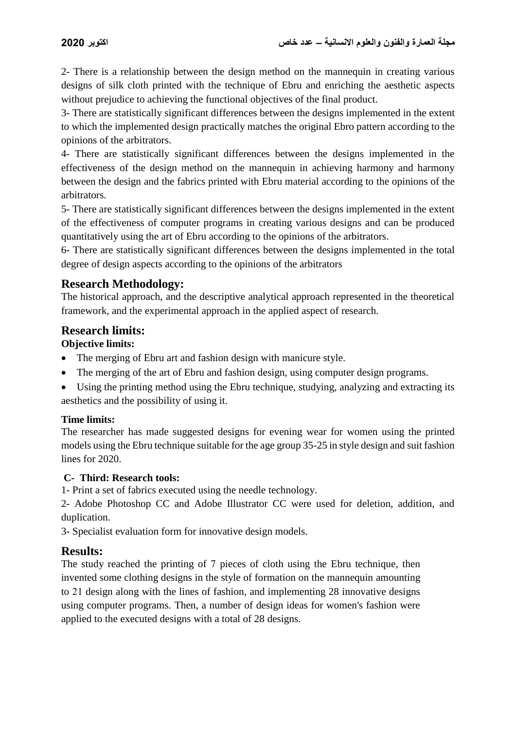2- There is a relationship between the design method on the mannequin in creating various designs of silk cloth printed with the technique of Ebru and enriching the aesthetic aspects without prejudice to achieving the functional objectives of the final product.

3- There are statistically significant differences between the designs implemented in the extent to which the implemented design practically matches the original Ebro pattern according to the opinions of the arbitrators.

4- There are statistically significant differences between the designs implemented in the effectiveness of the design method on the mannequin in achieving harmony and harmony between the design and the fabrics printed with Ebru material according to the opinions of the arbitrators.

5- There are statistically significant differences between the designs implemented in the extent of the effectiveness of computer programs in creating various designs and can be produced quantitatively using the art of Ebru according to the opinions of the arbitrators.

6- There are statistically significant differences between the designs implemented in the total degree of design aspects according to the opinions of the arbitrators

## Research Methodology:

The historical approach, and the descriptive analytical approach represented in the theoretical framework, and the experimental approach in the applied aspect of research.

## Research limits:

**Objective limits:**

- The merging of Ebru art and fashion design with manicure style.
- The merging of the art of Ebru and fashion design, using computer design programs.
- Using the printing method using the Ebru technique, studying, analyzing and extracting its aesthetics and the possibility of using it.

**Time limits:**

The researcher has made suggested designs for evening wear for women using the printed models using the Ebru technique suitable for the age group 35-25 in style design and suit fashion lines for 2020.

**C- Third: Research tools:**

1- Print a set of fabrics executed using the needle technology.

2- Adobe Photoshop CC and Adobe Illustrator CC were used for deletion, addition, and duplication.

3- Specialist evaluation form for innovative design models.

## Results:

The study reached the printing of 7 pieces of cloth using the Ebru technique, then invented some clothing designs in the style of formation on the mannequin amounting to 21 design along with the lines of fashion, and implementing 28 innovative designs using computer programs. Then, a number of design ideas for women's fashion were applied to the executed designs with a total of 28 designs.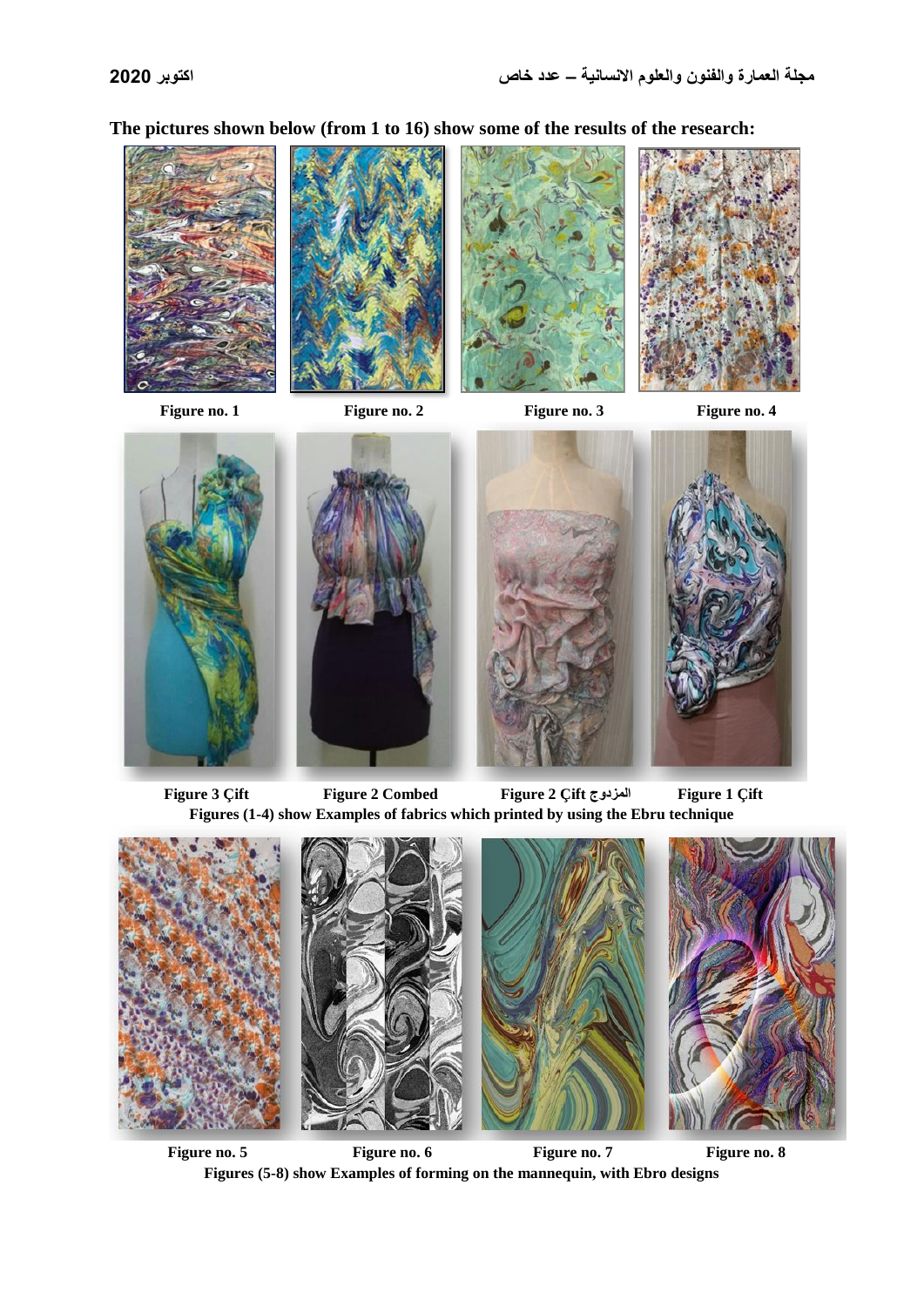**The pictures shown below (from 1 to 16) show some of the results of the research:**

Figure no. 1 Figure no. 2 Figure no. 3 Figure no. 4

Figure 3 Çift Figure 2 Combed Figure 2 Çift المزدوج Figure 1 Çift

**Figures (1-4) show Examples of fabrics which printed by using the Ebru technique**

Figure no. 5 Figure no. 6 Figure no. 7 Figure no. 8

**Figures (5-8) show Examples of forming on the mannequin, with Ebro designs**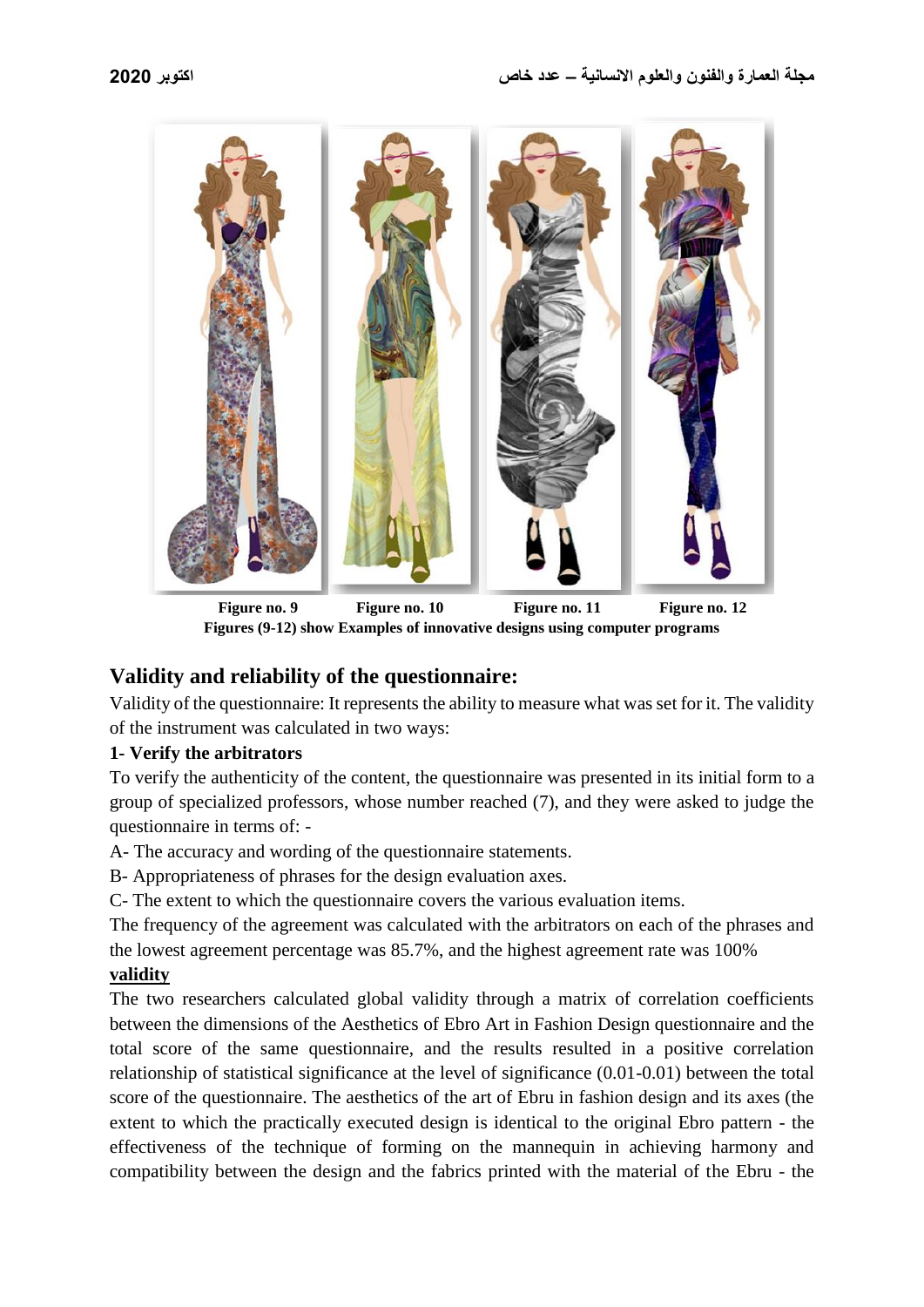Figure no. 9 Figure no. 10 Figure no. 11 Figure no. 12

**Figures (9-12) show Examples of innovative designs using computer programs**

## Validity and reliability of the questionnaire:

Validity of the questionnaire: It represents the ability to measure what was set for it. The validity of the instrument was calculated in two ways:

### 1- Verify the arbitrators

To verify the authenticity of the content, the questionnaire was presented in its initial form to a group of specialized professors, whose number reached (7), and they were asked to judge the questionnaire in terms of: -

A- The accuracy and wording of the questionnaire statements.

B- Appropriateness of phrases for the design evaluation axes.

C- The extent to which the questionnaire covers the various evaluation items.

The frequency of the agreement was calculated with the arbitrators on each of the phrases and the lowest agreement percentage was 85.7%, and the highest agreement rate was 100%

### validity

The two researchers calculated global validity through a matrix of correlation coefficients between the dimensions of the Aesthetics of Ebro Art in Fashion Design questionnaire and the total score of the same questionnaire, and the results resulted in a positive correlation relationship of statistical significance at the level of significance (0.01-0.01) between the total score of the questionnaire. The aesthetics of the art of Ebru in fashion design and its axes (the extent to which the practically executed design is identical to the original Ebro pattern - the effectiveness of the technique of forming on the mannequin in achieving harmony and compatibility between the design and the fabrics printed with the material of the Ebru - the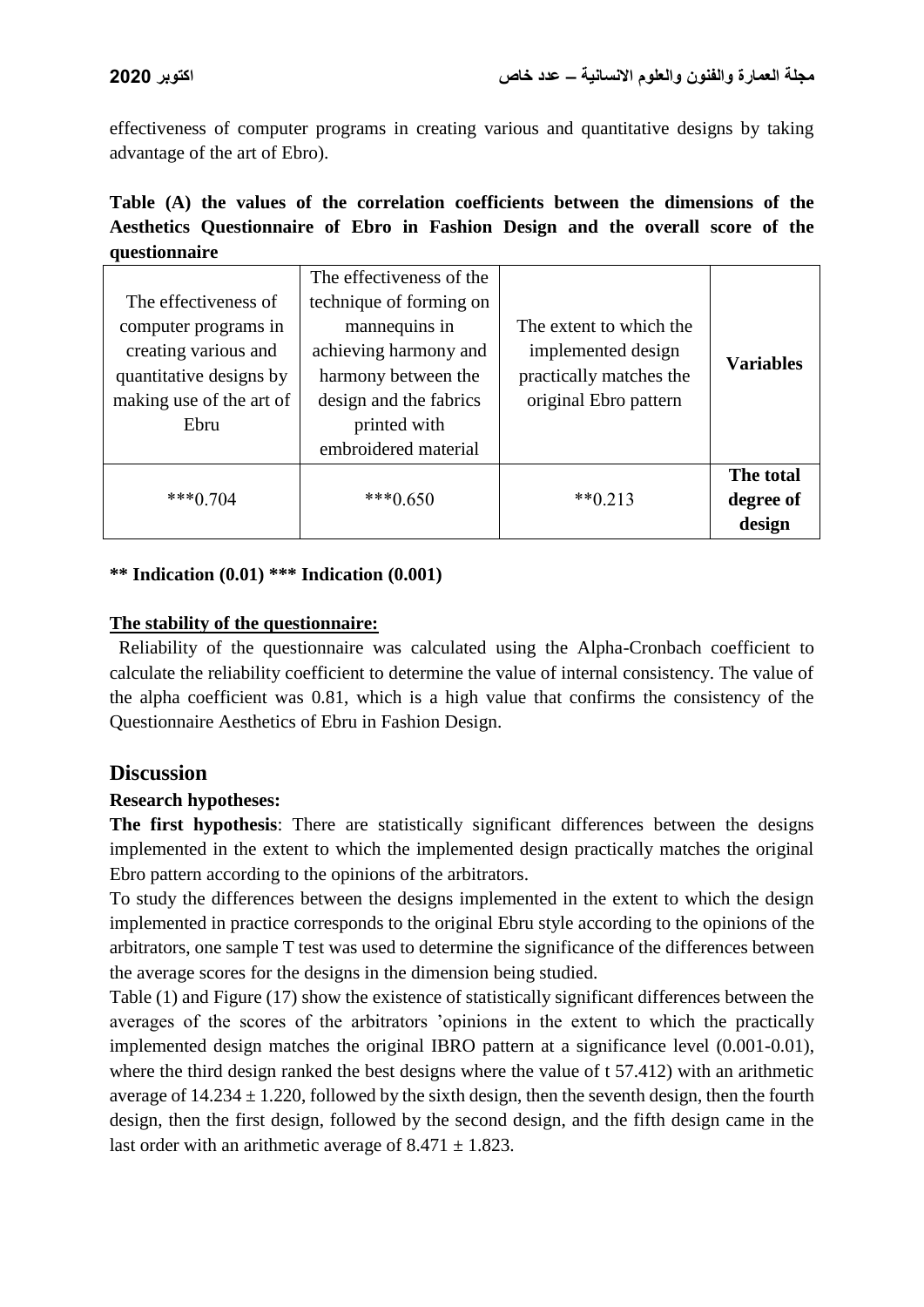effectiveness of computer programs in creating various and quantitative designs by taking advantage of the art of Ebro).

**Table (A) the values of the correlation coefficients between the dimensions of the Aesthetics Questionnaire of Ebro in Fashion Design and the overall score of the questionnaire**

| The effectiveness of computer programs in creating various and quantitative designs by making use of the art of Ebru | The effectiveness of the technique of forming on mannequins in achieving harmony and harmony between the design and the fabrics printed with embroidered material | The extent to which the implemented design practically matches the original Ebro pattern | **Variables** |
|---|---|---|---|
| ***0.704 | ***0.650 | **0.213 | **The total degree of design** |

**** Indication (0.01) *** Indication (0.001)**

**The stability of the questionnaire:**

Reliability of the questionnaire was calculated using the Alpha-Cronbach coefficient to calculate the reliability coefficient to determine the value of internal consistency. The value of the alpha coefficient was 0.81, which is a high value that confirms the consistency of the Questionnaire Aesthetics of Ebru in Fashion Design.

## Discussion

**Research hypotheses:**

**The first hypothesis**: There are statistically significant differences between the designs implemented in the extent to which the implemented design practically matches the original Ebro pattern according to the opinions of the arbitrators.

To study the differences between the designs implemented in the extent to which the design implemented in practice corresponds to the original Ebru style according to the opinions of the arbitrators, one sample T test was used to determine the significance of the differences between the average scores for the designs in the dimension being studied.

Table (1) and Figure (17) show the existence of statistically significant differences between the averages of the scores of the arbitrators 'opinions in the extent to which the practically implemented design matches the original IBRO pattern at a significance level (0.001-0.01), where the third design ranked the best designs where the value of t 57.412) with an arithmetic average of $14.234 \pm 1.220$, followed by the sixth design, then the seventh design, then the fourth design, then the first design, followed by the second design, and the fifth design came in the last order with an arithmetic average of $8.471 \pm 1.823$.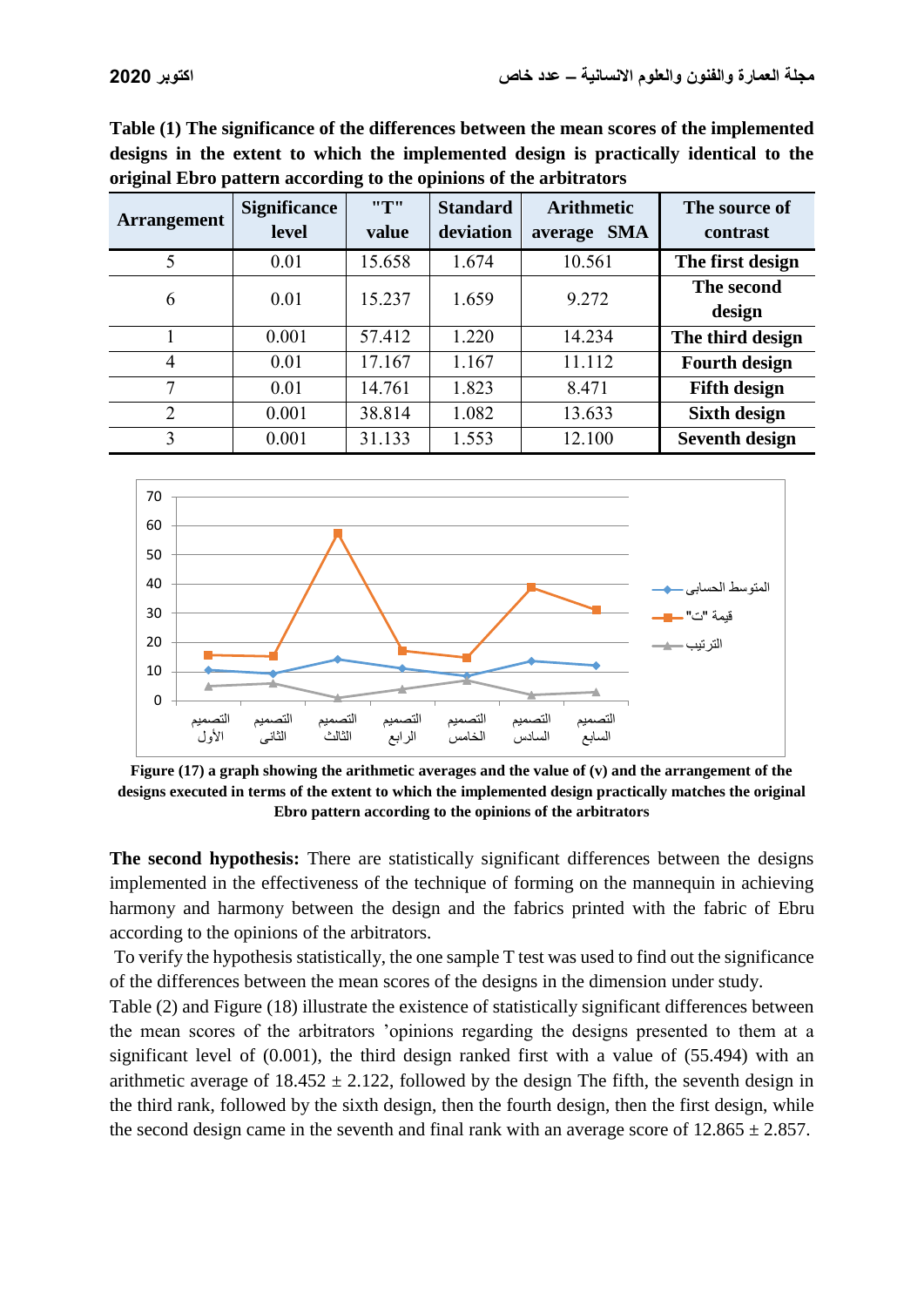**Table (1) The significance of the differences between the mean scores of the implemented designs in the extent to which the implemented design is practically identical to the original Ebro pattern according to the opinions of the arbitrators**

| Arrangement | Significance level | "T" value | Standard deviation | Arithmetic average SMA | The source of contrast |
|---|---|---|---|---|---|
| 5 | 0.01 | 15.658 | 1.674 | 10.561 | **The first design** |
| 6 | 0.01 | 15.237 | 1.659 | 9.272 | **The second design** |
| 1 | 0.001 | 57.412 | 1.220 | 14.234 | **The third design** |
| 4 | 0.01 | 17.167 | 1.167 | 11.112 | **Fourth design** |
| 7 | 0.01 | 14.761 | 1.823 | 8.471 | **Fifth design** |
| 2 | 0.001 | 38.814 | 1.082 | 13.633 | **Sixth design** |
| 3 | 0.001 | 31.133 | 1.553 | 12.100 | **Seventh design** |

**Figure (17) a graph showing the arithmetic averages and the value of (v) and the arrangement of the designs executed in terms of the extent to which the implemented design practically matches the original Ebro pattern according to the opinions of the arbitrators**

**The second hypothesis:** There are statistically significant differences between the designs implemented in the effectiveness of the technique of forming on the mannequin in achieving harmony and harmony between the design and the fabrics printed with the fabric of Ebru according to the opinions of the arbitrators.

To verify the hypothesis statistically, the one sample T test was used to find out the significance of the differences between the mean scores of the designs in the dimension under study.

Table (2) and Figure (18) illustrate the existence of statistically significant differences between the mean scores of the arbitrators 'opinions regarding the designs presented to them at a significant level of (0.001), the third design ranked first with a value of (55.494) with an arithmetic average of 18.452 ± 2.122, followed by the design The fifth, the seventh design in the third rank, followed by the sixth design, then the fourth design, then the first design, while the second design came in the seventh and final rank with an average score of 12.865 ± 2.857.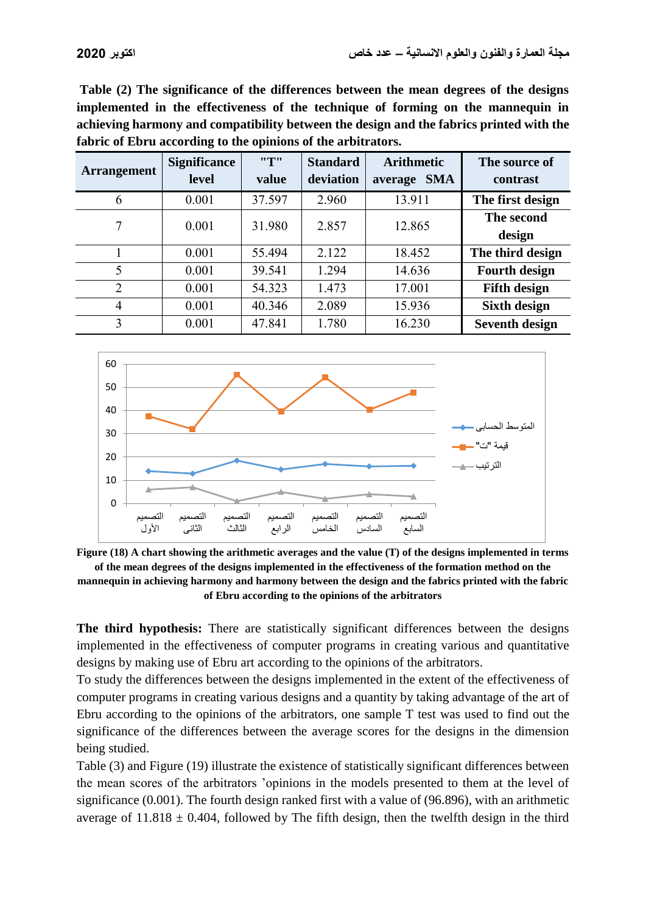**Table (2) The significance of the differences between the mean degrees of the designs implemented in the effectiveness of the technique of forming on the mannequin in achieving harmony and compatibility between the design and the fabrics printed with the fabric of Ebru according to the opinions of the arbitrators.**

| Arrangement | Significance level | "T" value | Standard deviation | Arithmetic average SMA | The source of contrast |
|---|---|---|---|---|---|
| 6 | 0.001 | 37.597 | 2.960 | 13.911 | **The first design** |
| 7 | 0.001 | 31.980 | 2.857 | 12.865 | **The second design** |
| 1 | 0.001 | 55.494 | 2.122 | 18.452 | **The third design** |
| 5 | 0.001 | 39.541 | 1.294 | 14.636 | **Fourth design** |
| 2 | 0.001 | 54.323 | 1.473 | 17.001 | **Fifth design** |
| 4 | 0.001 | 40.346 | 2.089 | 15.936 | **Sixth design** |
| 3 | 0.001 | 47.841 | 1.780 | 16.230 | **Seventh design** |

**Figure (18) A chart showing the arithmetic averages and the value (T) of the designs implemented in terms of the mean degrees of the designs implemented in the effectiveness of the formation method on the mannequin in achieving harmony and harmony between the design and the fabrics printed with the fabric of Ebru according to the opinions of the arbitrators**

**The third hypothesis:** There are statistically significant differences between the designs implemented in the effectiveness of computer programs in creating various and quantitative designs by making use of Ebru art according to the opinions of the arbitrators.

To study the differences between the designs implemented in the extent of the effectiveness of computer programs in creating various designs and a quantity by taking advantage of the art of Ebru according to the opinions of the arbitrators, one sample T test was used to find out the significance of the differences between the average scores for the designs in the dimension being studied.

Table (3) and Figure (19) illustrate the existence of statistically significant differences between the mean scores of the arbitrators 'opinions in the models presented to them at the level of significance (0.001). The fourth design ranked first with a value of (96.896), with an arithmetic average of 11.818 ± 0.404, followed by The fifth design, then the twelfth design in the third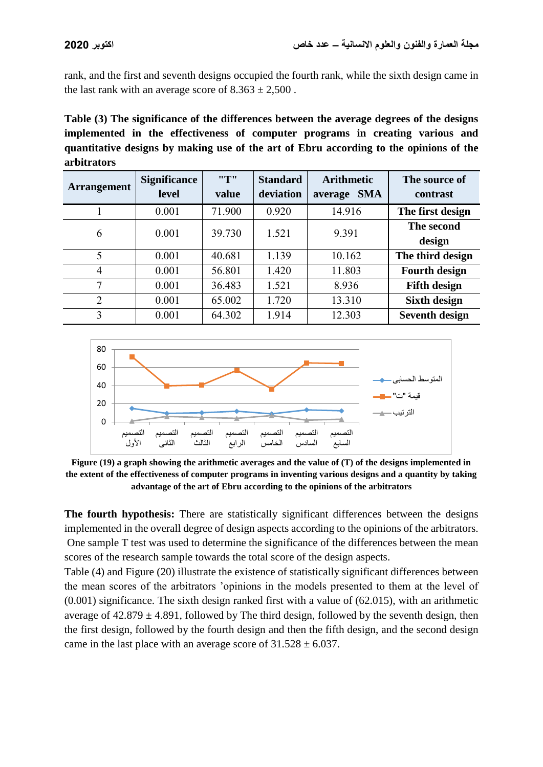rank, and the first and seventh designs occupied the fourth rank, while the sixth design came in the last rank with an average score of 8.363 ± 2,500 .

**Table (3) The significance of the differences between the average degrees of the designs implemented in the effectiveness of computer programs in creating various and quantitative designs by making use of the art of Ebru according to the opinions of the arbitrators**

| Arrangement | Significance level | "T" value | Standard deviation | Arithmetic average SMA | The source of contrast |
|---|---|---|---|---|---|
| 1 | 0.001 | 71.900 | 0.920 | 14.916 | **The first design** |
| 6 | 0.001 | 39.730 | 1.521 | 9.391 | **The second design** |
| 5 | 0.001 | 40.681 | 1.139 | 10.162 | **The third design** |
| 4 | 0.001 | 56.801 | 1.420 | 11.803 | **Fourth design** |
| 7 | 0.001 | 36.483 | 1.521 | 8.936 | **Fifth design** |
| 2 | 0.001 | 65.002 | 1.720 | 13.310 | **Sixth design** |
| 3 | 0.001 | 64.302 | 1.914 | 12.303 | **Seventh design** |

**Figure (19) a graph showing the arithmetic averages and the value of (T) of the designs implemented in the extent of the effectiveness of computer programs in inventing various designs and a quantity by taking advantage of the art of Ebru according to the opinions of the arbitrators**

**The fourth hypothesis:** There are statistically significant differences between the designs implemented in the overall degree of design aspects according to the opinions of the arbitrators.
One sample T test was used to determine the significance of the differences between the mean scores of the research sample towards the total score of the design aspects.
Table (4) and Figure (20) illustrate the existence of statistically significant differences between the mean scores of the arbitrators 'opinions in the models presented to them at the level of (0.001) significance. The sixth design ranked first with a value of (62.015), with an arithmetic average of 42.879 ± 4.891, followed by The third design, followed by the seventh design, then the first design, followed by the fourth design and then the fifth design, and the second design came in the last place with an average score of 31.528 ± 6.037.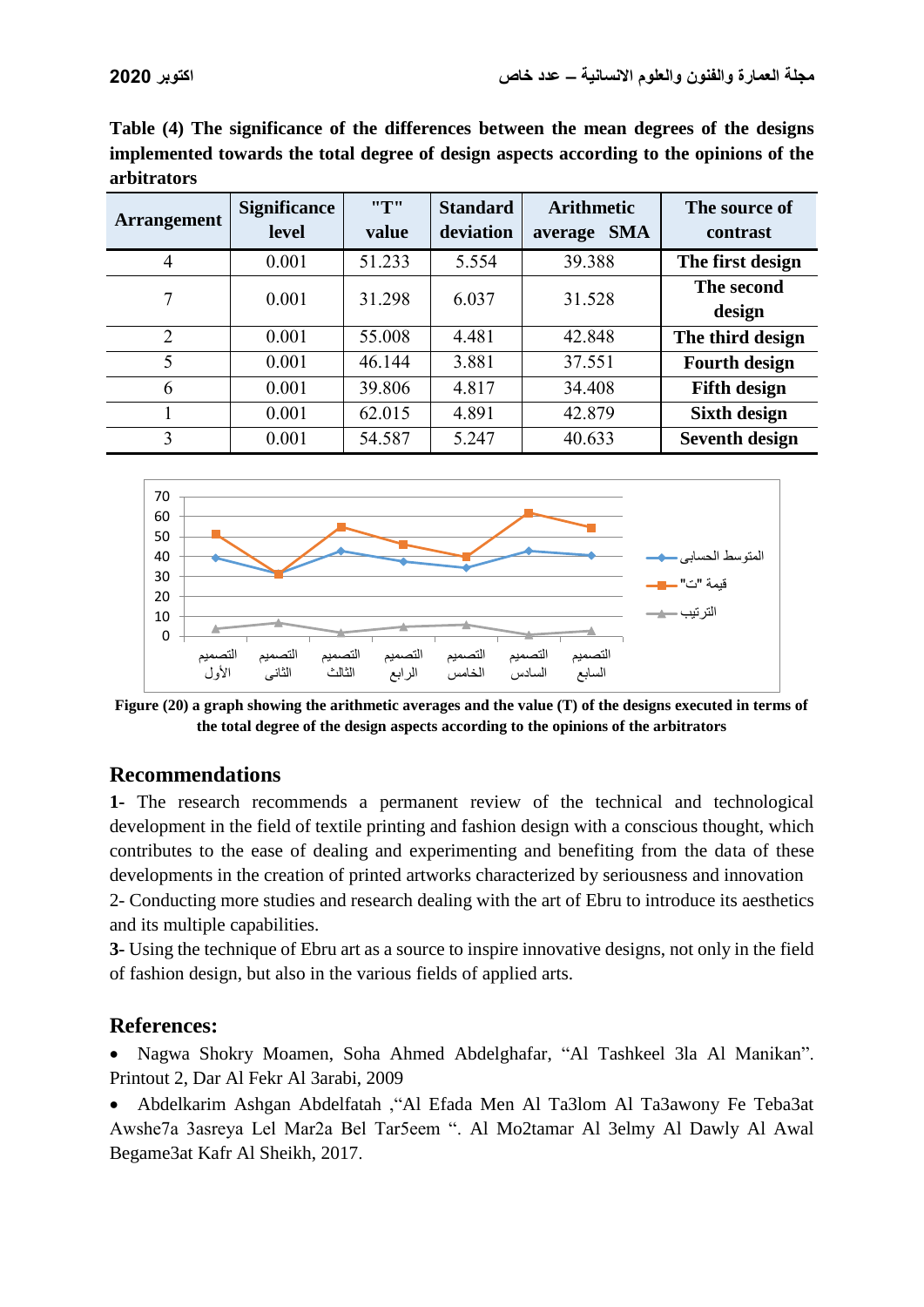**Table (4) The significance of the differences between the mean degrees of the designs implemented towards the total degree of design aspects according to the opinions of the arbitrators**

| Arrangement | Significance level | "T" value | Standard deviation | Arithmetic average SMA | The source of contrast |
|---|---|---|---|---|---|
| 4 | 0.001 | 51.233 | 5.554 | 39.388 | **The first design** |
| 7 | 0.001 | 31.298 | 6.037 | 31.528 | **The second design** |
| 2 | 0.001 | 55.008 | 4.481 | 42.848 | **The third design** |
| 5 | 0.001 | 46.144 | 3.881 | 37.551 | **Fourth design** |
| 6 | 0.001 | 39.806 | 4.817 | 34.408 | **Fifth design** |
| 1 | 0.001 | 62.015 | 4.891 | 42.879 | **Sixth design** |
| 3 | 0.001 | 54.587 | 5.247 | 40.633 | **Seventh design** |

**Figure (20) a graph showing the arithmetic averages and the value (T) of the designs executed in terms of the total degree of the design aspects according to the opinions of the arbitrators**

## Recommendations

**1-** The research recommends a permanent review of the technical and technological development in the field of textile printing and fashion design with a conscious thought, which contributes to the ease of dealing and experimenting and benefiting from the data of these developments in the creation of printed artworks characterized by seriousness and innovation

2- Conducting more studies and research dealing with the art of Ebru to introduce its aesthetics and its multiple capabilities.

**3-** Using the technique of Ebru art as a source to inspire innovative designs, not only in the field of fashion design, but also in the various fields of applied arts.

## References:

- Nagwa Shokry Moamen, Soha Ahmed Abdelghafar, "Al Tashkeel 3la Al Manikan". Printout 2, Dar Al Fekr Al 3arabi, 2009
- Abdelkarim Ashgan Abdelfatah ,"Al Efada Men Al Ta3lom Al Ta3awony Fe Teba3at Awshe7a 3asreya Lel Mar2a Bel Tar5eem ". Al Mo2tamar Al 3elmy Al Dawly Al Awal Begame3at Kafr Al Sheikh, 2017.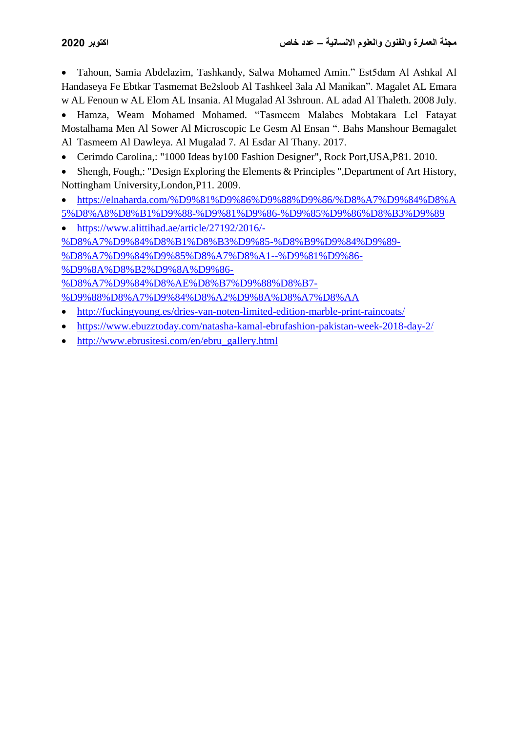- Tahoun, Samia Abdelazim, Tashkandy, Salwa Mohamed Amin." Est5dam Al Ashkal Al Handaseya Fe Ebtkar Tasmemat Be2sloob Al Tashkeel 3ala Al Manikan". Magalet AL Emara w AL Fenoun w AL Elom AL Insania. Al Mugalad Al 3shroun. AL adad Al Thaleth. 2008 July.
- Hamza, Weam Mohamed Mohamed. "Tasmeem Malabes Mobtakara Lel Fatayat Mostalhama Men Al Sower Al Microscopic Le Gesm Al Ensan ". Bahs Manshour Bemagalet Al Tasmeem Al Dawleya. Al Mugalad 7. Al Esdar Al Thany. 2017.
- Cerimdo Carolina,: "1000 Ideas by100 Fashion Designer", Rock Port,USA,P81. 2010.
- Shengh, Fough,: "Design Exploring the Elements & Principles ",Department of Art History, Nottingham University,London,P11. 2009.
- https://elnaharda.com/%D9%81%D9%86%D9%88%D9%86/%D8%A7%D9%84%D8%A5%D8%A8%D8%B1%D9%88-%D9%81%D9%86-%D9%85%D9%86%D8%B3%D9%89
- https://www.alittihad.ae/article/27192/2016/-%D8%A7%D9%84%D8%B1%D8%B3%D9%85-%D8%B9%D9%84%D9%89-%D8%A7%D9%84%D9%85%D8%A7%D8%A1--%D9%81%D9%86-%D9%8A%D8%B2%D9%8A%D9%86-%D8%A7%D9%84%D8%AE%D8%B7%D9%88%D8%B7-%D9%88%D8%A7%D9%84%D8%A2%D9%8A%D8%A7%D8%AA
- http://fuckingyoung.es/dries-van-noten-limited-edition-marble-print-raincoats/
- https://www.ebuzztoday.com/natasha-kamal-ebrufashion-pakistan-week-2018-day-2/
- http://www.ebrusitesi.com/en/ebru_gallery.html